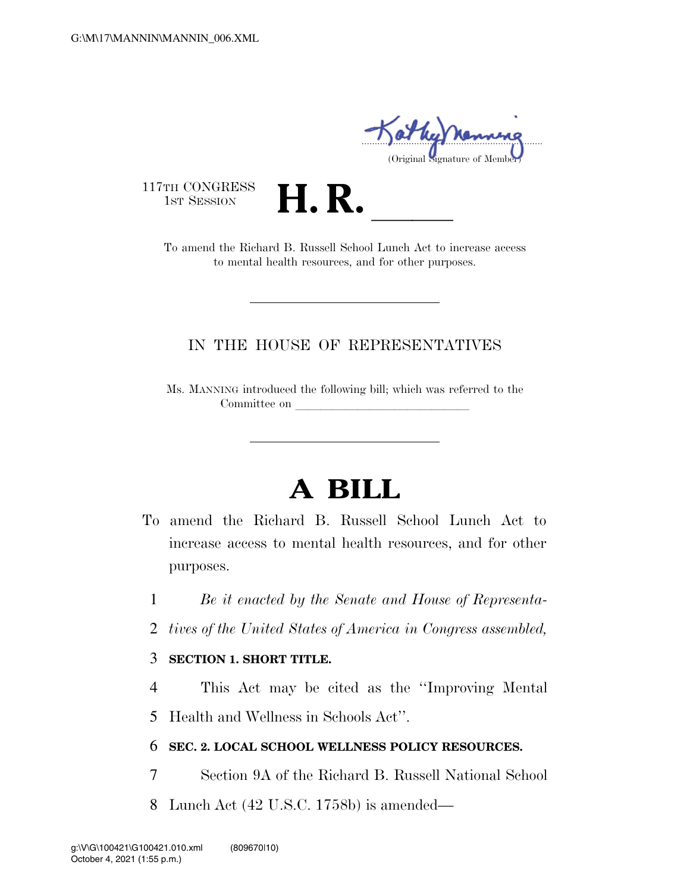(Original Signature of Member)

117TH CONGRESS
1ST SESSION

# H. R. \_\_\_\_\_

To amend the Richard B. Russell School Lunch Act to increase access to mental health resources, and for other purposes.

---

IN THE HOUSE OF REPRESENTATIVES

Ms. MANNING introduced the following bill; which was referred to the Committee on \_\_\_\_\_\_\_\_\_\_\_\_\_\_\_\_\_\_\_\_\_\_\_\_\_\_\_\_

---

# A BILL

To amend the Richard B. Russell School Lunch Act to increase access to mental health resources, and for other purposes.

1 *Be it enacted by the Senate and House of Representa-*
2 *tives of the United States of America in Congress assembled,*

3 **SECTION 1. SHORT TITLE.**

4 This Act may be cited as the ''Improving Mental
5 Health and Wellness in Schools Act''.

6 **SEC. 2. LOCAL SCHOOL WELLNESS POLICY RESOURCES.**

7 Section 9A of the Richard B. Russell National School
8 Lunch Act (42 U.S.C. 1758b) is amended—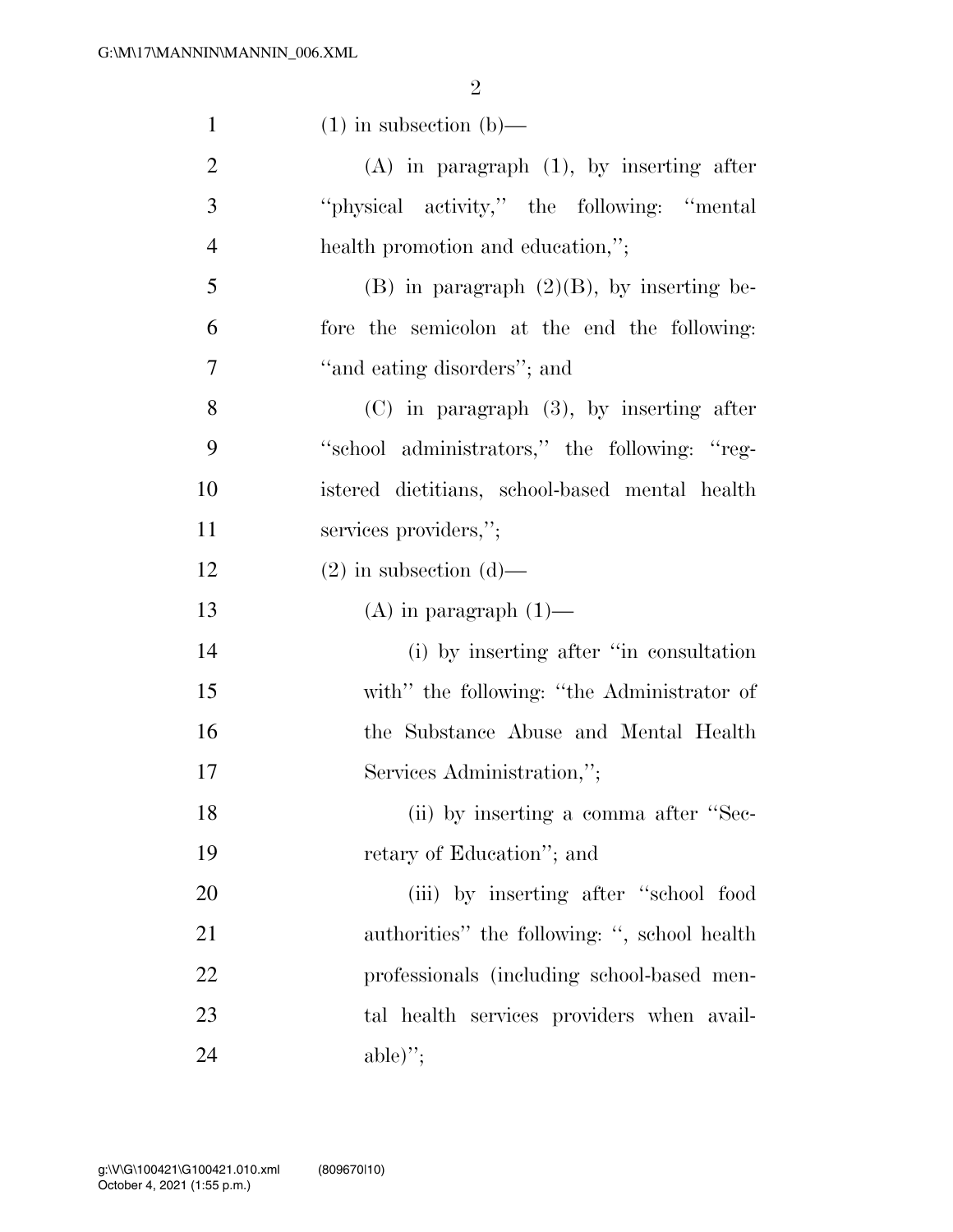(1) in subsection (b)—

(A) in paragraph (1), by inserting after "physical activity," the following: "mental health promotion and education,";

(B) in paragraph (2)(B), by inserting before the semicolon at the end the following: "and eating disorders"; and

(C) in paragraph (3), by inserting after "school administrators," the following: "registered dietitians, school-based mental health services providers,";

(2) in subsection (d)—

(A) in paragraph (1)—

(i) by inserting after "in consultation with" the following: "the Administrator of the Substance Abuse and Mental Health Services Administration,";

(ii) by inserting a comma after "Secretary of Education"; and

(iii) by inserting after "school food authorities" the following: ", school health professionals (including school-based mental health services providers when available)";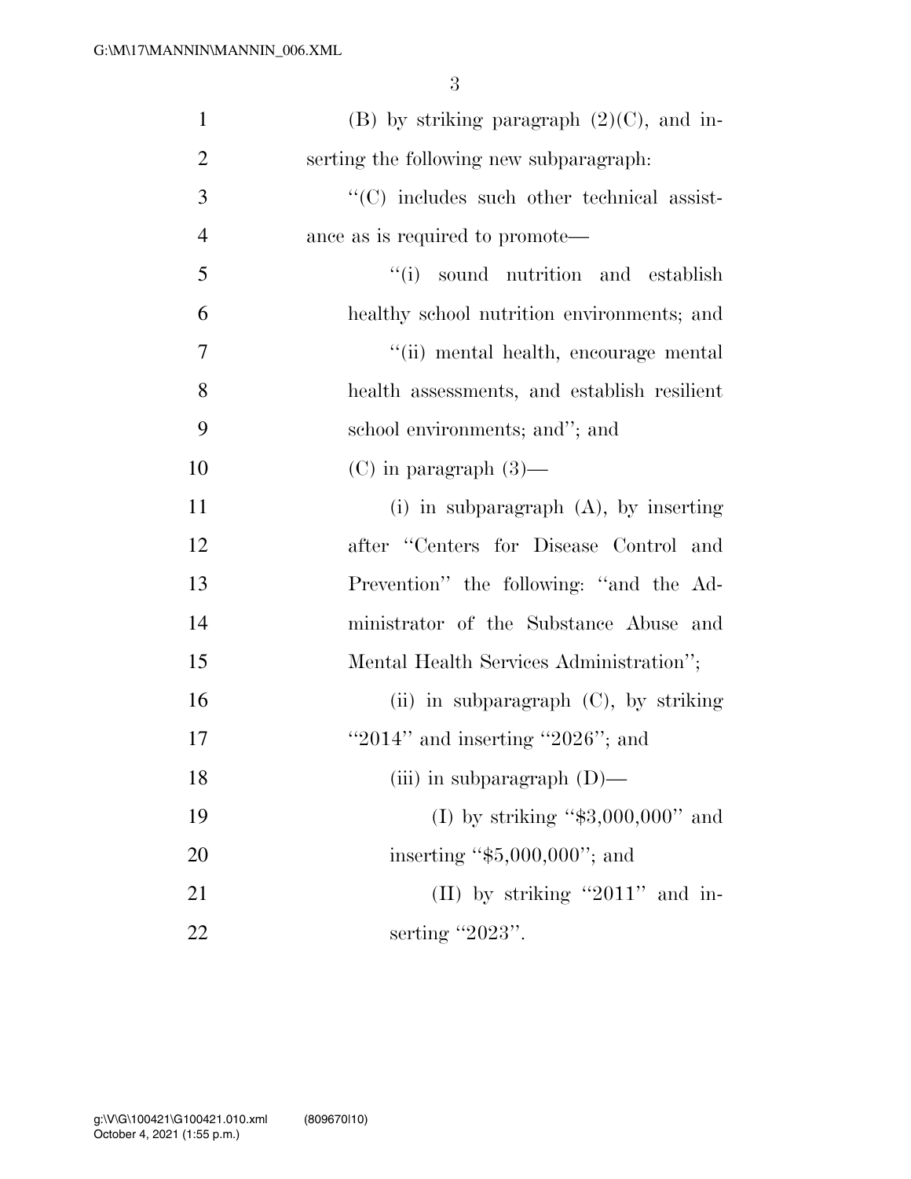(B) by striking paragraph (2)(C), and inserting the following new subparagraph:

"(C) includes such other technical assistance as is required to promote—

"(i) sound nutrition and establish healthy school nutrition environments; and

"(ii) mental health, encourage mental health assessments, and establish resilient school environments; and"; and

(C) in paragraph (3)—

(i) in subparagraph (A), by inserting after "Centers for Disease Control and Prevention" the following: "and the Administrator of the Substance Abuse and Mental Health Services Administration";

(ii) in subparagraph (C), by striking "2014" and inserting "2026"; and

(iii) in subparagraph (D)—

(I) by striking "$3,000,000" and inserting "$5,000,000"; and

(II) by striking "2011" and inserting "2023".